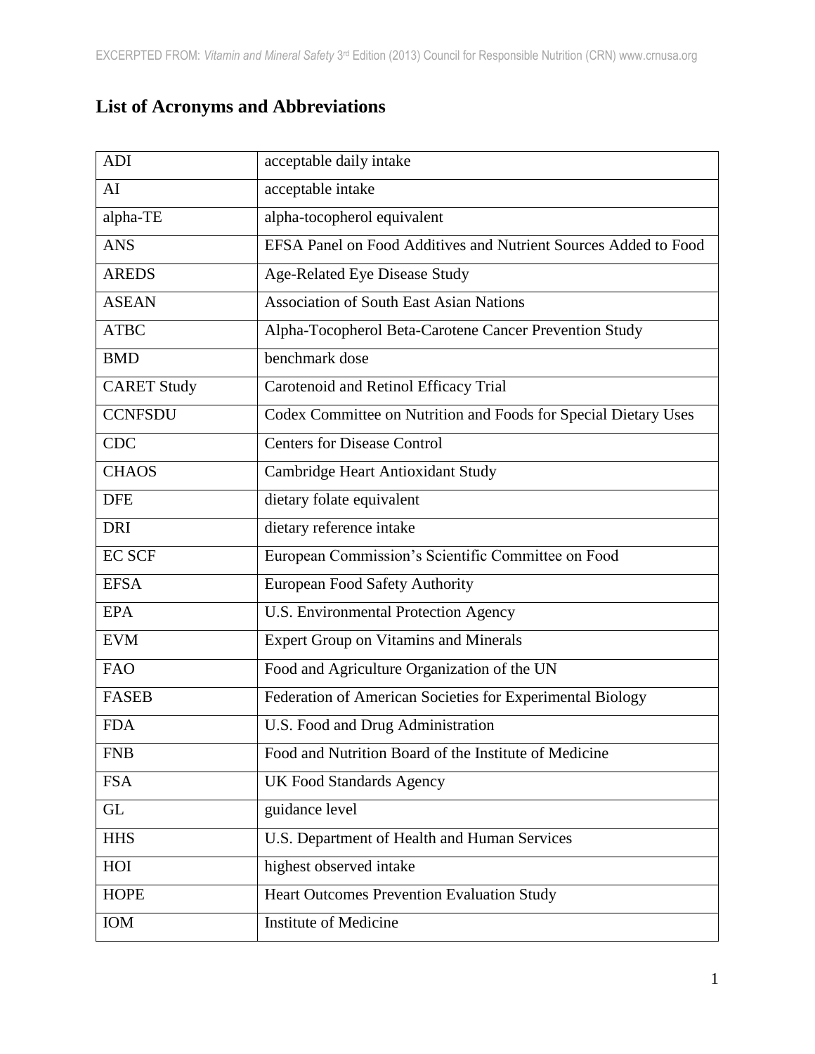## List of Acronyms and Abbreviations

| | |
|---|---|
| ADI | acceptable daily intake |
| AI | acceptable intake |
| alpha-TE | alpha-tocopherol equivalent |
| ANS | EFSA Panel on Food Additives and Nutrient Sources Added to Food |
| AREDS | Age-Related Eye Disease Study |
| ASEAN | Association of South East Asian Nations |
| ATBC | Alpha-Tocopherol Beta-Carotene Cancer Prevention Study |
| BMD | benchmark dose |
| CARET Study | Carotenoid and Retinol Efficacy Trial |
| CCNFSDU | Codex Committee on Nutrition and Foods for Special Dietary Uses |
| CDC | Centers for Disease Control |
| CHAOS | Cambridge Heart Antioxidant Study |
| DFE | dietary folate equivalent |
| DRI | dietary reference intake |
| EC SCF | European Commission's Scientific Committee on Food |
| EFSA | European Food Safety Authority |
| EPA | U.S. Environmental Protection Agency |
| EVM | Expert Group on Vitamins and Minerals |
| FAO | Food and Agriculture Organization of the UN |
| FASEB | Federation of American Societies for Experimental Biology |
| FDA | U.S. Food and Drug Administration |
| FNB | Food and Nutrition Board of the Institute of Medicine |
| FSA | UK Food Standards Agency |
| GL | guidance level |
| HHS | U.S. Department of Health and Human Services |
| HOI | highest observed intake |
| HOPE | Heart Outcomes Prevention Evaluation Study |
| IOM | Institute of Medicine |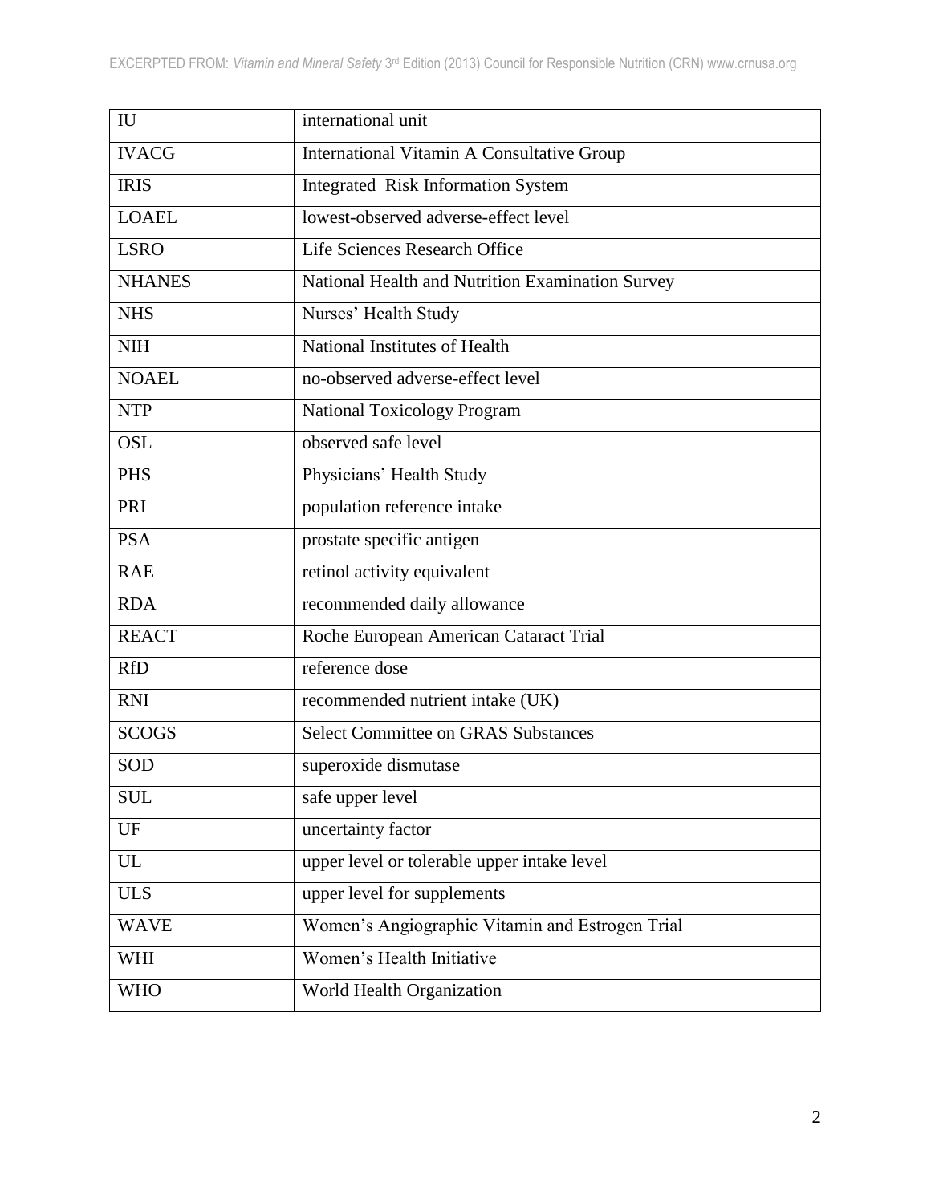| IU | international unit |
|---|---|
| IVACG | International Vitamin A Consultative Group |
| IRIS | Integrated Risk Information System |
| LOAEL | lowest-observed adverse-effect level |
| LSRO | Life Sciences Research Office |
| NHANES | National Health and Nutrition Examination Survey |
| NHS | Nurses' Health Study |
| NIH | National Institutes of Health |
| NOAEL | no-observed adverse-effect level |
| NTP | National Toxicology Program |
| OSL | observed safe level |
| PHS | Physicians' Health Study |
| PRI | population reference intake |
| PSA | prostate specific antigen |
| RAE | retinol activity equivalent |
| RDA | recommended daily allowance |
| REACT | Roche European American Cataract Trial |
| RfD | reference dose |
| RNI | recommended nutrient intake (UK) |
| SCOGS | Select Committee on GRAS Substances |
| SOD | superoxide dismutase |
| SUL | safe upper level |
| UF | uncertainty factor |
| UL | upper level or tolerable upper intake level |
| ULS | upper level for supplements |
| WAVE | Women's Angiographic Vitamin and Estrogen Trial |
| WHI | Women's Health Initiative |
| WHO | World Health Organization |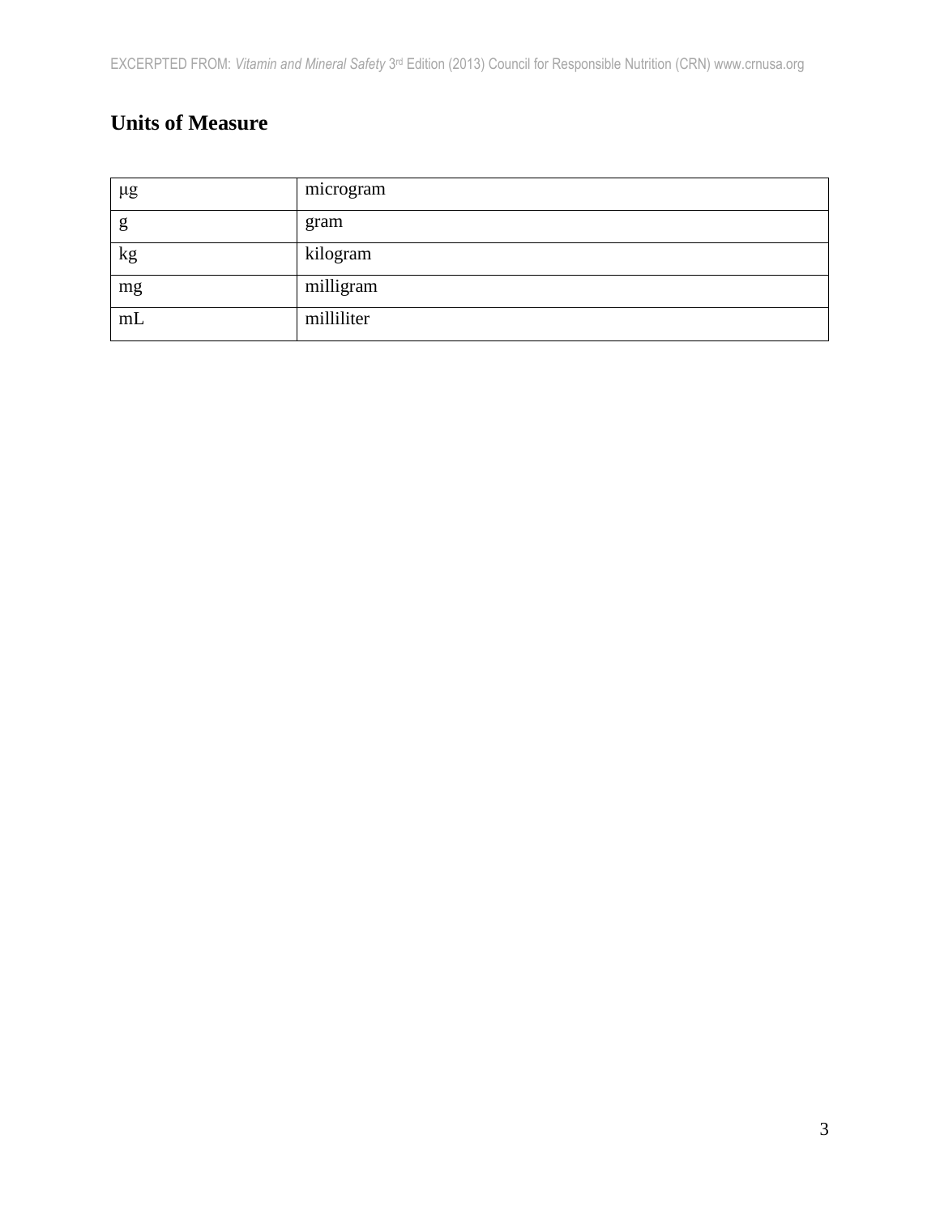## Units of Measure

| | |
|---|---|
| μg | microgram |
| g | gram |
| kg | kilogram |
| mg | milligram |
| mL | milliliter |